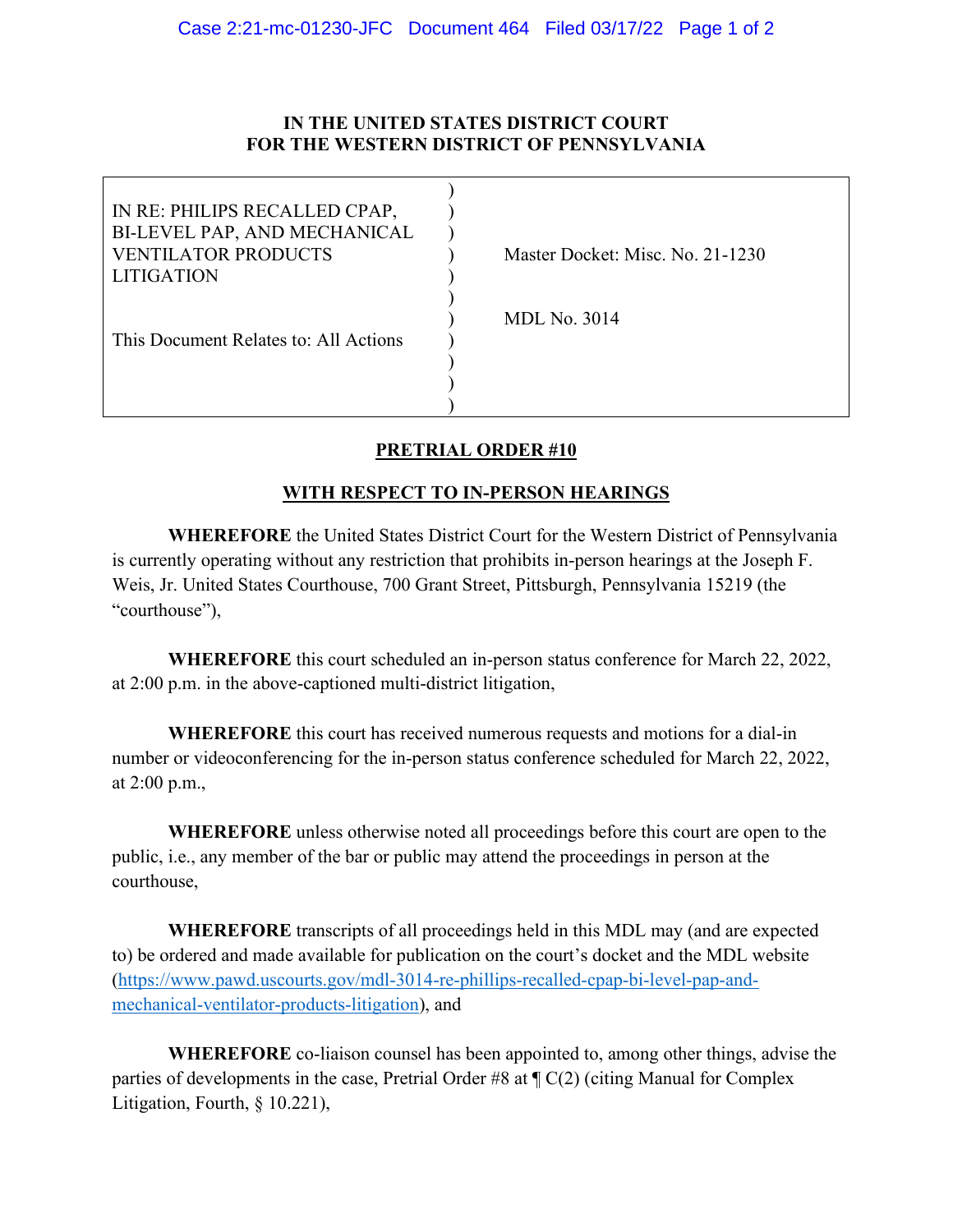**IN THE UNITED STATES DISTRICT COURT**
**FOR THE WESTERN DISTRICT OF PENNSYLVANIA**

| | | |
|---|---|---|
| IN RE: PHILIPS RECALLED CPAP, BI-LEVEL PAP, AND MECHANICAL VENTILATOR PRODUCTS LITIGATION | ) | Master Docket: Misc. No. 21-1230 |
| | ) | |
| This Document Relates to: All Actions | ) | MDL No. 3014 |

**PRETRIAL ORDER #10**

**WITH RESPECT TO IN-PERSON HEARINGS**

**WHEREFORE** the United States District Court for the Western District of Pennsylvania is currently operating without any restriction that prohibits in-person hearings at the Joseph F. Weis, Jr. United States Courthouse, 700 Grant Street, Pittsburgh, Pennsylvania 15219 (the "courthouse"),

**WHEREFORE** this court scheduled an in-person status conference for March 22, 2022, at 2:00 p.m. in the above-captioned multi-district litigation,

**WHEREFORE** this court has received numerous requests and motions for a dial-in number or videoconferencing for the in-person status conference scheduled for March 22, 2022, at 2:00 p.m.,

**WHEREFORE** unless otherwise noted all proceedings before this court are open to the public, i.e., any member of the bar or public may attend the proceedings in person at the courthouse,

**WHEREFORE** transcripts of all proceedings held in this MDL may (and are expected to) be ordered and made available for publication on the court's docket and the MDL website (https://www.pawd.uscourts.gov/mdl-3014-re-phillips-recalled-cpap-bi-level-pap-and-mechanical-ventilator-products-litigation), and

**WHEREFORE** co-liaison counsel has been appointed to, among other things, advise the parties of developments in the case, Pretrial Order #8 at ¶ C(2) (citing Manual for Complex Litigation, Fourth, § 10.221),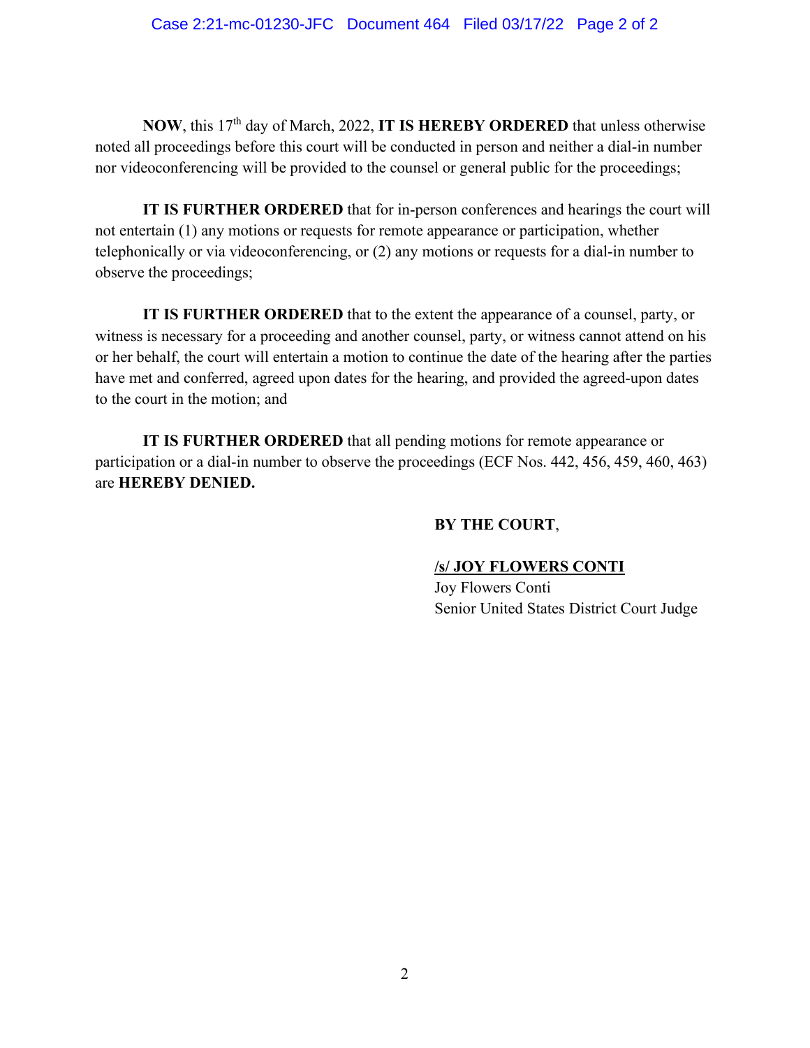**NOW**, this 17th day of March, 2022, **IT IS HEREBY ORDERED** that unless otherwise noted all proceedings before this court will be conducted in person and neither a dial-in number nor videoconferencing will be provided to the counsel or general public for the proceedings;

**IT IS FURTHER ORDERED** that for in-person conferences and hearings the court will not entertain (1) any motions or requests for remote appearance or participation, whether telephonically or via videoconferencing, or (2) any motions or requests for a dial-in number to observe the proceedings;

**IT IS FURTHER ORDERED** that to the extent the appearance of a counsel, party, or witness is necessary for a proceeding and another counsel, party, or witness cannot attend on his or her behalf, the court will entertain a motion to continue the date of the hearing after the parties have met and conferred, agreed upon dates for the hearing, and provided the agreed-upon dates to the court in the motion; and

**IT IS FURTHER ORDERED** that all pending motions for remote appearance or participation or a dial-in number to observe the proceedings (ECF Nos. 442, 456, 459, 460, 463) are **HEREBY DENIED.**

**BY THE COURT**,

**/s/ JOY FLOWERS CONTI**
Joy Flowers Conti
Senior United States District Court Judge